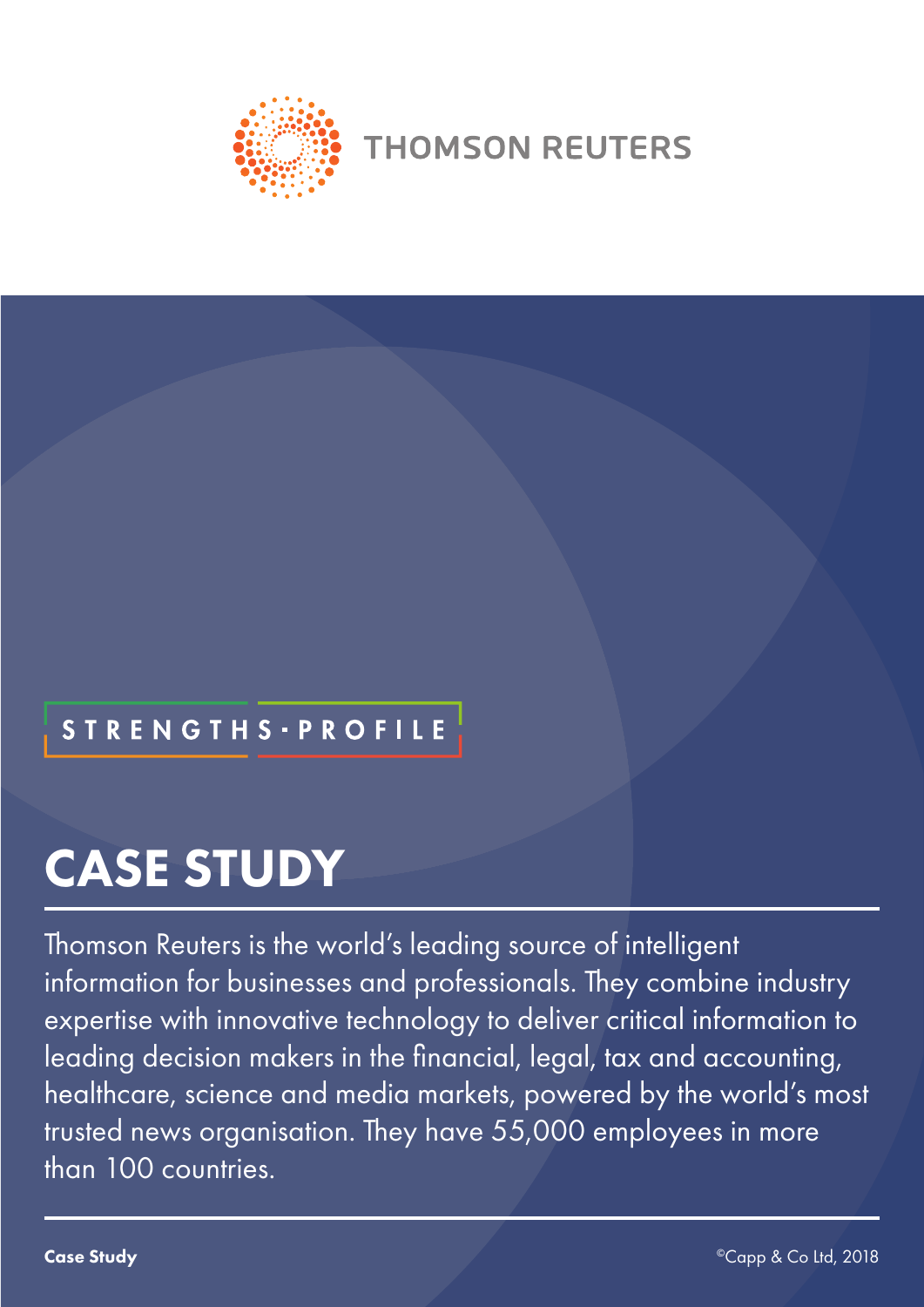THOMSON REUTERS

STRENGTHS·PROFILE

# CASE STUDY

Thomson Reuters is the world's leading source of intelligent information for businesses and professionals. They combine industry expertise with innovative technology to deliver critical information to leading decision makers in the financial, legal, tax and accounting, healthcare, science and media markets, powered by the world's most trusted news organisation. They have 55,000 employees in more than 100 countries.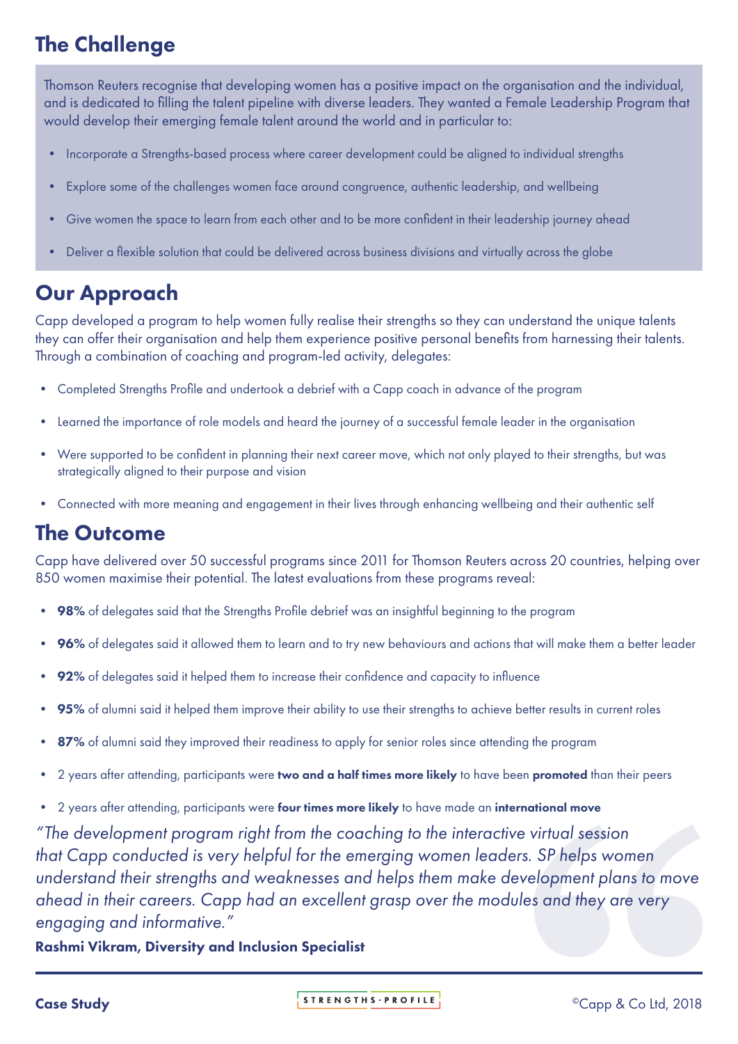## The Challenge

Thomson Reuters recognise that developing women has a positive impact on the organisation and the individual, and is dedicated to filling the talent pipeline with diverse leaders. They wanted a Female Leadership Program that would develop their emerging female talent around the world and in particular to:

- Incorporate a Strengths-based process where career development could be aligned to individual strengths
- Explore some of the challenges women face around congruence, authentic leadership, and wellbeing
- Give women the space to learn from each other and to be more confident in their leadership journey ahead
- Deliver a flexible solution that could be delivered across business divisions and virtually across the globe

## Our Approach

Capp developed a program to help women fully realise their strengths so they can understand the unique talents they can offer their organisation and help them experience positive personal benefits from harnessing their talents. Through a combination of coaching and program-led activity, delegates:

- Completed Strengths Profile and undertook a debrief with a Capp coach in advance of the program
- Learned the importance of role models and heard the journey of a successful female leader in the organisation
- Were supported to be confident in planning their next career move, which not only played to their strengths, but was strategically aligned to their purpose and vision
- Connected with more meaning and engagement in their lives through enhancing wellbeing and their authentic self

## The Outcome

Capp have delivered over 50 successful programs since 2011 for Thomson Reuters across 20 countries, helping over 850 women maximise their potential. The latest evaluations from these programs reveal:

- **98%** of delegates said that the Strengths Profile debrief was an insightful beginning to the program
- **96%** of delegates said it allowed them to learn and to try new behaviours and actions that will make them a better leader
- **92%** of delegates said it helped them to increase their confidence and capacity to influence
- **95%** of alumni said it helped them improve their ability to use their strengths to achieve better results in current roles
- **87%** of alumni said they improved their readiness to apply for senior roles since attending the program
- 2 years after attending, participants were **two and a half times more likely** to have been **promoted** than their peers
- 2 years after attending, participants were **four times more likely** to have made an **international move**

*"The development program right from the coaching to the interactive virtual session that Capp conducted is very helpful for the emerging women leaders. SP helps women understand their strengths and weaknesses and helps them make development plans to move ahead in their careers. Capp had an excellent grasp over the modules and they are very engaging and informative."*

**Rashmi Vikram, Diversity and Inclusion Specialist**

**Case Study** STRENGTHS·PROFILE ©Capp & Co Ltd, 2018